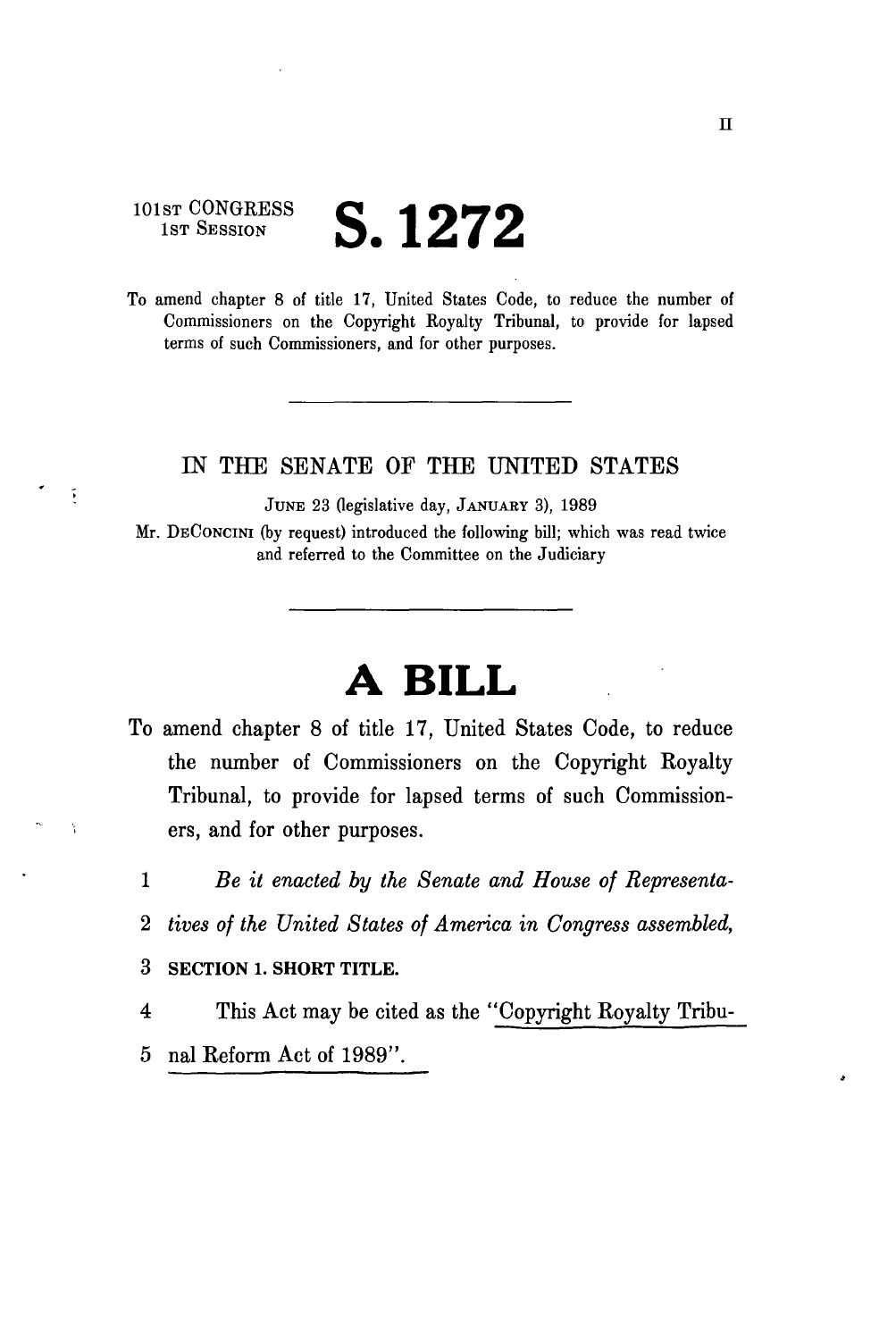101ST CONGRESS
1ST SESSION

# S. 1272

To amend chapter 8 of title 17, United States Code, to reduce the number of Commissioners on the Copyright Royalty Tribunal, to provide for lapsed terms of such Commissioners, and for other purposes.

---

## IN THE SENATE OF THE UNITED STATES

JUNE 23 (legislative day, JANUARY 3), 1989

Mr. DECONCINI (by request) introduced the following bill; which was read twice and referred to the Committee on the Judiciary

---

# A BILL

To amend chapter 8 of title 17, United States Code, to reduce the number of Commissioners on the Copyright Royalty Tribunal, to provide for lapsed terms of such Commissioners, and for other purposes.

1 *Be it enacted by the Senate and House of Representa-*
2 *tives of the United States of America in Congress assembled,*
3 **SECTION 1. SHORT TITLE.**
4 This Act may be cited as the "Copyright Royalty Tribu-
5 nal Reform Act of 1989".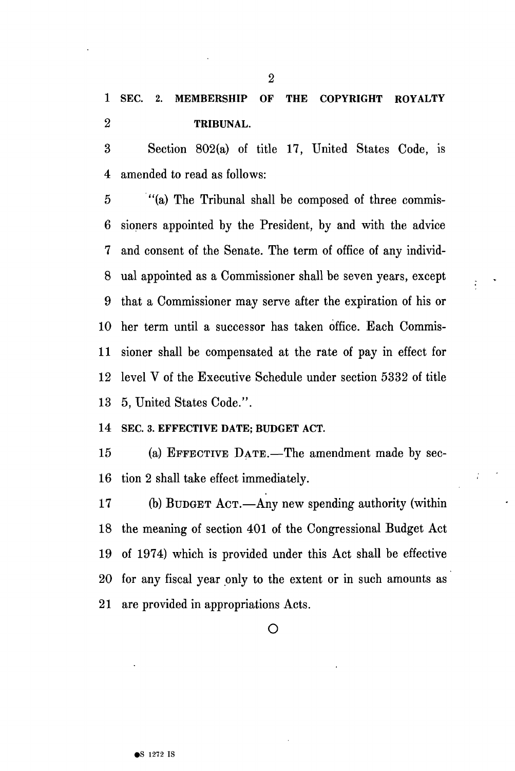## SEC. 2. MEMBERSHIP OF THE COPYRIGHT ROYALTY TRIBUNAL.

Section 802(a) of title 17, United States Code, is amended to read as follows:

"(a) The Tribunal shall be composed of three commissioners appointed by the President, by and with the advice and consent of the Senate. The term of office of any individual appointed as a Commissioner shall be seven years, except that a Commissioner may serve after the expiration of his or her term until a successor has taken office. Each Commissioner shall be compensated at the rate of pay in effect for level V of the Executive Schedule under section 5332 of title 5, United States Code.".

## SEC. 3. EFFECTIVE DATE; BUDGET ACT.

(a) EFFECTIVE DATE.—The amendment made by section 2 shall take effect immediately.

(b) BUDGET ACT.—Any new spending authority (within the meaning of section 401 of the Congressional Budget Act of 1974) which is provided under this Act shall be effective for any fiscal year only to the extent or in such amounts as are provided in appropriations Acts.

○